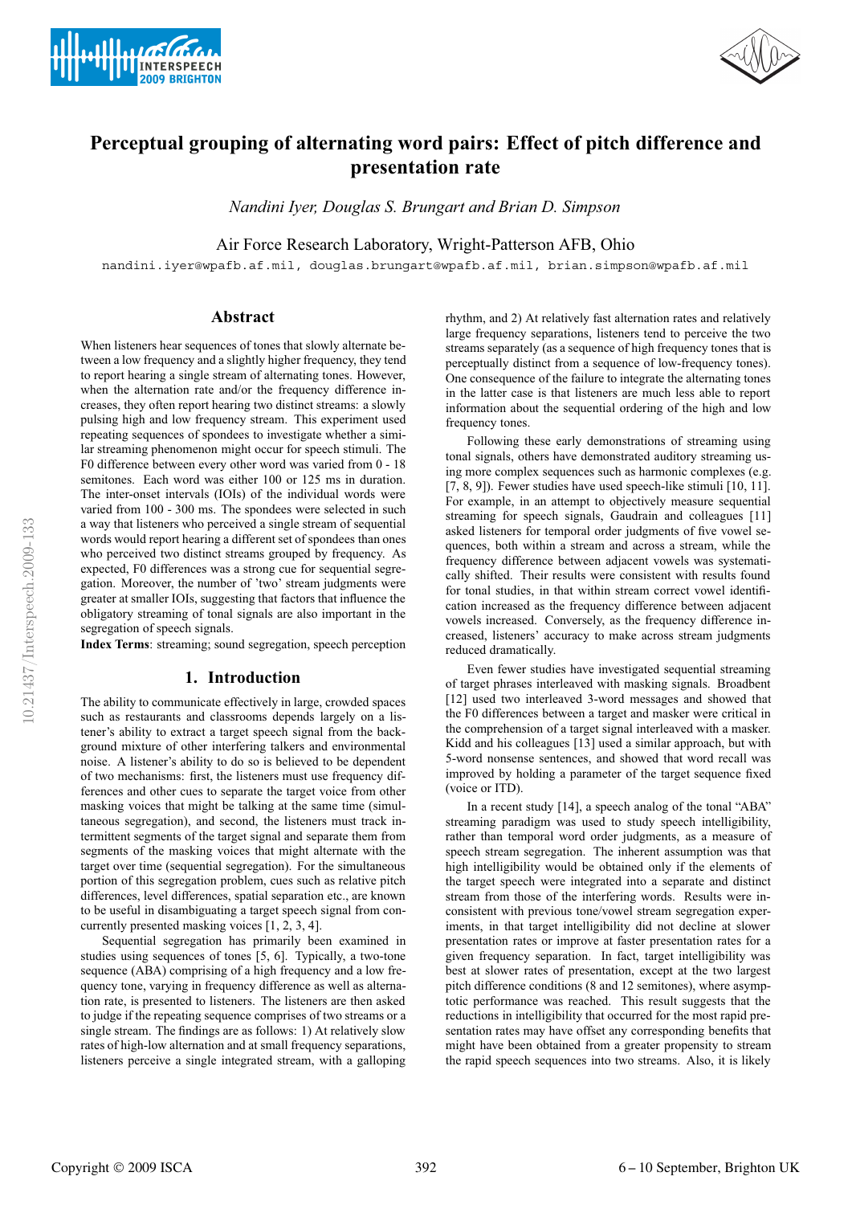# Perceptual grouping of alternating word pairs: Effect of pitch difference and presentation rate

*Nandini Iyer, Douglas S. Brungart and Brian D. Simpson*

Air Force Research Laboratory, Wright-Patterson AFB, Ohio

nandini.iyer@wpafb.af.mil, douglas.brungart@wpafb.af.mil, brian.simpson@wpafb.af.mil

## Abstract

When listeners hear sequences of tones that slowly alternate between a low frequency and a slightly higher frequency, they tend to report hearing a single stream of alternating tones. However, when the alternation rate and/or the frequency difference increases, they often report hearing two distinct streams: a slowly pulsing high and low frequency stream. This experiment used repeating sequences of spondees to investigate whether a similar streaming phenomenon might occur for speech stimuli. The F0 difference between every other word was varied from 0 - 18 semitones. Each word was either 100 or 125 ms in duration. The inter-onset intervals (IOIs) of the individual words were varied from 100 - 300 ms. The spondees were selected in such a way that listeners who perceived a single stream of sequential words would report hearing a different set of spondees than ones who perceived two distinct streams grouped by frequency. As expected, F0 differences was a strong cue for sequential segregation. Moreover, the number of 'two' stream judgments were greater at smaller IOIs, suggesting that factors that influence the obligatory streaming of tonal signals are also important in the segregation of speech signals.

**Index Terms**: streaming; sound segregation, speech perception

## 1. Introduction

The ability to communicate effectively in large, crowded spaces such as restaurants and classrooms depends largely on a listener's ability to extract a target speech signal from the background mixture of other interfering talkers and environmental noise. A listener's ability to do so is believed to be dependent of two mechanisms: first, the listeners must use frequency differences and other cues to separate the target voice from other masking voices that might be talking at the same time (simultaneous segregation), and second, the listeners must track intermittent segments of the target signal and separate them from segments of the masking voices that might alternate with the target over time (sequential segregation). For the simultaneous portion of this segregation problem, cues such as relative pitch differences, level differences, spatial separation etc., are known to be useful in disambiguating a target speech signal from concurrently presented masking voices [1, 2, 3, 4].

Sequential segregation has primarily been examined in studies using sequences of tones [5, 6]. Typically, a two-tone sequence (ABA) comprising of a high frequency and a low frequency tone, varying in frequency difference as well as alternation rate, is presented to listeners. The listeners are then asked to judge if the repeating sequence comprises of two streams or a single stream. The findings are as follows: 1) At relatively slow rates of high-low alternation and at small frequency separations, listeners perceive a single integrated stream, with a galloping rhythm, and 2) At relatively fast alternation rates and relatively large frequency separations, listeners tend to perceive the two streams separately (as a sequence of high frequency tones that is perceptually distinct from a sequence of low-frequency tones). One consequence of the failure to integrate the alternating tones in the latter case is that listeners are much less able to report information about the sequential ordering of the high and low frequency tones.

Following these early demonstrations of streaming using tonal signals, others have demonstrated auditory streaming using more complex sequences such as harmonic complexes (e.g. [7, 8, 9]). Fewer studies have used speech-like stimuli [10, 11]. For example, in an attempt to objectively measure sequential streaming for speech signals, Gaudrain and colleagues [11] asked listeners for temporal order judgments of five vowel sequences, both within a stream and across a stream, while the frequency difference between adjacent vowels was systematically shifted. Their results were consistent with results found for tonal studies, in that within stream correct vowel identification increased as the frequency difference between adjacent vowels increased. Conversely, as the frequency difference increased, listeners' accuracy to make across stream judgments reduced dramatically.

Even fewer studies have investigated sequential streaming of target phrases interleaved with masking signals. Broadbent [12] used two interleaved 3-word messages and showed that the F0 differences between a target and masker were critical in the comprehension of a target signal interleaved with a masker. Kidd and his colleagues [13] used a similar approach, but with 5-word nonsense sentences, and showed that word recall was improved by holding a parameter of the target sequence fixed (voice or ITD).

In a recent study [14], a speech analog of the tonal "ABA" streaming paradigm was used to study speech intelligibility, rather than temporal word order judgments, as a measure of speech stream segregation. The inherent assumption was that high intelligibility would be obtained only if the elements of the target speech were integrated into a separate and distinct stream from those of the interfering words. Results were inconsistent with previous tone/vowel stream segregation experiments, in that target intelligibility did not decline at slower presentation rates or improve at faster presentation rates for a given frequency separation. In fact, target intelligibility was best at slower rates of presentation, except at the two largest pitch difference conditions (8 and 12 semitones), where asymptotic performance was reached. This result suggests that the reductions in intelligibility that occurred for the most rapid presentation rates may have offset any corresponding benefits that might have been obtained from a greater propensity to stream the rapid speech sequences into two streams. Also, it is likely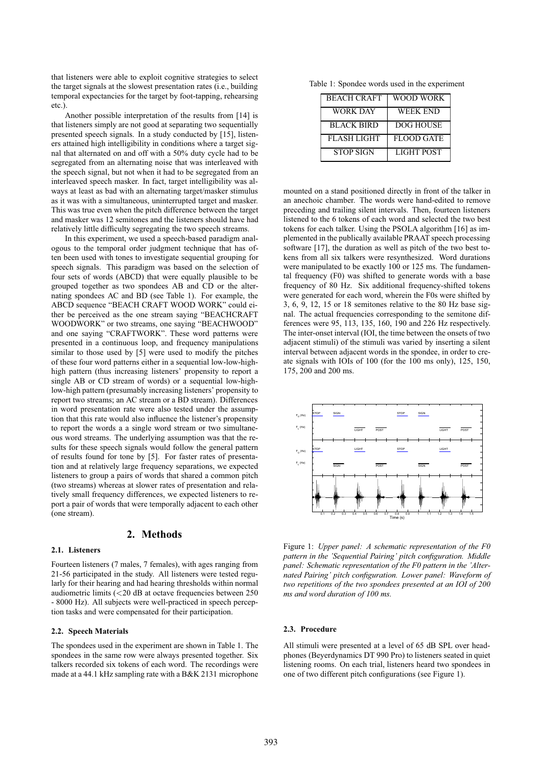that listeners were able to exploit cognitive strategies to select the target signals at the slowest presentation rates (i.e., building temporal expectancies for the target by foot-tapping, rehearsing etc.).

Another possible interpretation of the results from [14] is that listeners simply are not good at separating two sequentially presented speech signals. In a study conducted by [15], listeners attained high intelligibility in conditions where a target signal that alternated on and off with a 50% duty cycle had to be segregated from an alternating noise that was interleaved with the speech signal, but not when it had to be segregated from an interleaved speech masker. In fact, target intelligibility was always at least as bad with an alternating target/masker stimulus as it was with a simultaneous, uninterrupted target and masker. This was true even when the pitch difference between the target and masker was 12 semitones and the listeners should have had relatively little difficulty segregating the two speech streams.

In this experiment, we used a speech-based paradigm analogous to the temporal order judgment technique that has often been used with tones to investigate sequential grouping for speech signals. This paradigm was based on the selection of four sets of words (ABCD) that were equally plausible to be grouped together as two spondees AB and CD or the alternating spondees AC and BD (see Table 1). For example, the ABCD sequence "BEACH CRAFT WOOD WORK" could either be perceived as the one stream saying "BEACHCRAFT WOODWORK" or two streams, one saying "BEACHWOOD" and one saying "CRAFTWORK". These word patterns were presented in a continuous loop, and frequency manipulations similar to those used by [5] were used to modify the pitches of these four word patterns either in a sequential low-low-high-high pattern (thus increasing listeners' propensity to report a single AB or CD stream of words) or a sequential low-high-low-high pattern (presumably increasing listeners' propensity to report two streams; an AC stream or a BD stream). Differences in word presentation rate were also tested under the assumption that this rate would also influence the listener's propensity to report the words a a single word stream or two simultaneous word streams. The underlying assumption was that the results for these speech signals would follow the general pattern of results found for tone by [5]. For faster rates of presentation and at relatively large frequency separations, we expected listeners to group a pairs of words that shared a common pitch (two streams) whereas at slower rates of presentation and relatively small frequency differences, we expected listeners to report a pair of words that were temporally adjacent to each other (one stream).

## 2. Methods

### 2.1. Listeners

Fourteen listeners (7 males, 7 females), with ages ranging from 21-56 participated in the study. All listeners were tested regularly for their hearing and had hearing thresholds within normal audiometric limits (<20 dB at octave frequencies between 250 - 8000 Hz). All subjects were well-practiced in speech perception tasks and were compensated for their participation.

### 2.2. Speech Materials

The spondees used in the experiment are shown in Table 1. The spondees in the same row were always presented together. Six talkers recorded six tokens of each word. The recordings were made at a 44.1 kHz sampling rate with a B&K 2131 microphone mounted on a stand positioned directly in front of the talker in an anechoic chamber. The words were hand-edited to remove preceding and trailing silent intervals. Then, fourteen listeners listened to the 6 tokens of each word and selected the two best tokens for each talker. Using the PSOLA algorithm [16] as implemented in the publically available PRAAT speech processing software [17], the duration as well as pitch of the two best tokens from all six talkers were resynthesized. Word durations were manipulated to be exactly 100 or 125 ms. The fundamental frequency (F0) was shifted to generate words with a base frequency of 80 Hz. Six additional frequency-shifted tokens were generated for each word, wherein the F0s were shifted by 3, 6, 9, 12, 15 or 18 semitones relative to the 80 Hz base signal. The actual frequencies corresponding to the semitone differences were 95, 113, 135, 160, 190 and 226 Hz respectively. The inter-onset interval (IOI, the time between the onsets of two adjacent stimuli) of the stimuli was varied by inserting a silent interval between adjacent words in the spondee, in order to create signals with IOIs of 100 (for the 100 ms only), 125, 150, 175, 200 and 200 ms.

Table 1: Spondee words used in the experiment

| | |
|---|---|
| BEACH CRAFT | WOOD WORK |
| WORK DAY | WEEK END |
| BLACK BIRD | DOG HOUSE |
| FLASH LIGHT | FLOOD GATE |
| STOP SIGN | LIGHT POST |

Figure 1: *Upper panel: A schematic representation of the F0 pattern in the 'Sequential Pairing' pitch configuration. Middle panel: Schematic representation of the F0 pattern in the 'Alternated Pairing' pitch configuration. Lower panel: Waveform of two repetitions of the two spondees presented at an IOI of 200 ms and word duration of 100 ms.*

### 2.3. Procedure

All stimuli were presented at a level of 65 dB SPL over headphones (Beyerdynamics DT 990 Pro) to listeners seated in quiet listening rooms. On each trial, listeners heard two spondees in one of two different pitch configurations (see Figure 1).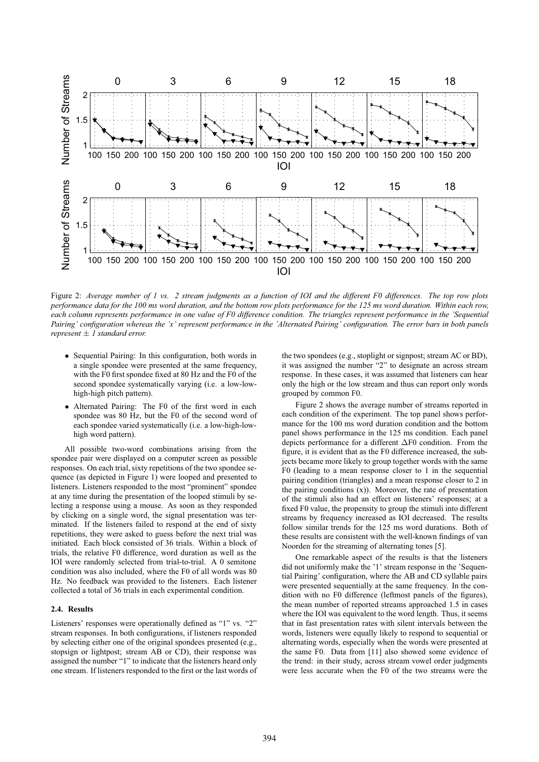Figure 2: *Average number of 1 vs. 2 stream judgments as a function of IOI and the different F0 differences. The top row plots performance data for the 100 ms word duration, and the bottom row plots performance for the 125 ms word duration. Within each row, each column represents performance in one value of F0 difference condition. The triangles represent performance in the 'Sequential Pairing' configuration whereas the 'x' represent performance in the 'Alternated Pairing' configuration. The error bars in both panels represent ± 1 standard error.*

- Sequential Pairing: In this configuration, both words in a single spondee were presented at the same frequency, with the F0 first spondee fixed at 80 Hz and the F0 of the second spondee systematically varying (i.e. a low-low-high-high pitch pattern).
- Alternated Pairing: The F0 of the first word in each spondee was 80 Hz, but the F0 of the second word of each spondee varied systematically (i.e. a low-high-low-high word pattern).

All possible two-word combinations arising from the spondee pair were displayed on a computer screen as possible responses. On each trial, sixty repetitions of the two spondee sequence (as depicted in Figure 1) were looped and presented to listeners. Listeners responded to the most "prominent" spondee at any time during the presentation of the looped stimuli by selecting a response using a mouse. As soon as they responded by clicking on a single word, the signal presentation was terminated. If the listeners failed to respond at the end of sixty repetitions, they were asked to guess before the next trial was initiated. Each block consisted of 36 trials. Within a block of trials, the relative F0 difference, word duration as well as the IOI were randomly selected from trial-to-trial. A 0 semitone condition was also included, where the F0 of all words was 80 Hz. No feedback was provided to the listeners. Each listener collected a total of 36 trials in each experimental condition.

### 2.4. Results

Listeners' responses were operationally defined as "1" vs. "2" stream responses. In both configurations, if listeners responded by selecting either one of the original spondees presented (e.g., stopsign or lightpost; stream AB or CD), their response was assigned the number "1" to indicate that the listeners heard only one stream. If listeners responded to the first or the last words of the two spondees (e.g., stoplight or signpost; stream AC or BD), it was assigned the number "2" to designate an across stream response. In these cases, it was assumed that listeners can hear only the high or the low stream and thus can report only words grouped by common F0.

Figure 2 shows the average number of streams reported in each condition of the experiment. The top panel shows performance for the 100 ms word duration condition and the bottom panel shows performance in the 125 ms condition. Each panel depicts performance for a different $\Delta$F0 condition. From the figure, it is evident that as the F0 difference increased, the subjects became more likely to group together words with the same F0 (leading to a mean response closer to 1 in the sequential pairing condition (triangles) and a mean response closer to 2 in the pairing conditions (x)). Moreover, the rate of presentation of the stimuli also had an effect on listeners' responses; at a fixed F0 value, the propensity to group the stimuli into different streams by frequency increased as IOI decreased. The results follow similar trends for the 125 ms word durations. Both of these results are consistent with the well-known findings of van Noorden for the streaming of alternating tones [5].

One remarkable aspect of the results is that the listeners did not uniformly make the '1' stream response in the 'Sequential Pairing' configuration, where the AB and CD syllable pairs were presented sequentially at the same frequency. In the condition with no F0 difference (leftmost panels of the figures), the mean number of reported streams approached 1.5 in cases where the IOI was equivalent to the word length. Thus, it seems that in fast presentation rates with silent intervals between the words, listeners were equally likely to respond to sequential or alternating words, especially when the words were presented at the same F0. Data from [11] also showed some evidence of the trend: in their study, across stream vowel order judgments were less accurate when the F0 of the two streams were the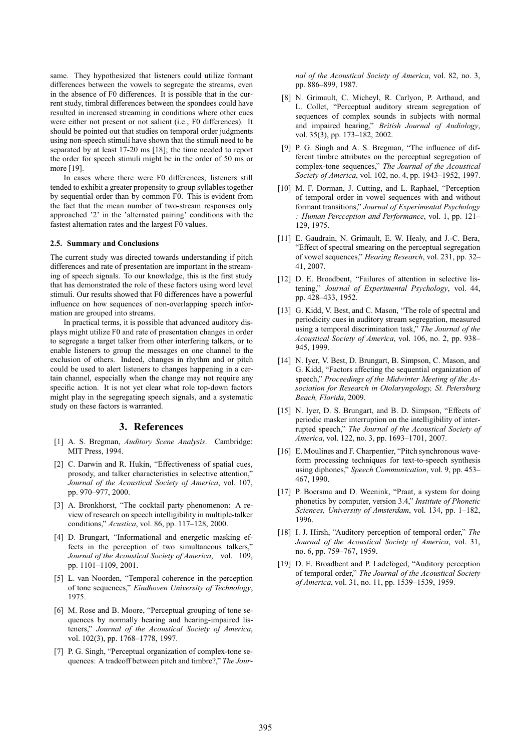same. They hypothesized that listeners could utilize formant differences between the vowels to segregate the streams, even in the absence of F0 differences. It is possible that in the current study, timbral differences between the spondees could have resulted in increased streaming in conditions where other cues were either not present or not salient (i.e., F0 differences). It should be pointed out that studies on temporal order judgments using non-speech stimuli have shown that the stimuli need to be separated by at least 17-20 ms [18]; the time needed to report the order for speech stimuli might be in the order of 50 ms or more [19].

In cases where there were F0 differences, listeners still tended to exhibit a greater propensity to group syllables together by sequential order than by common F0. This is evident from the fact that the mean number of two-stream responses only approached '2' in the 'alternated pairing' conditions with the fastest alternation rates and the largest F0 values.

#### 2.5. Summary and Conclusions

The current study was directed towards understanding if pitch differences and rate of presentation are important in the streaming of speech signals. To our knowledge, this is the first study that has demonstrated the role of these factors using word level stimuli. Our results showed that F0 differences have a powerful influence on how sequences of non-overlapping speech information are grouped into streams.

In practical terms, it is possible that advanced auditory displays might utilize F0 and rate of presentation changes in order to segregate a target talker from other interfering talkers, or to enable listeners to group the messages on one channel to the exclusion of others. Indeed, changes in rhythm and or pitch could be used to alert listeners to changes happening in a certain channel, especially when the change may not require any specific action. It is not yet clear what role top-down factors might play in the segregating speech signals, and a systematic study on these factors is warranted.

## 3. References

[1] A. S. Bregman, *Auditory Scene Analysis*. Cambridge: MIT Press, 1994.

[2] C. Darwin and R. Hukin, "Effectiveness of spatial cues, prosody, and talker characteristics in selective attention," *Journal of the Acoustical Society of America*, vol. 107, pp. 970–977, 2000.

[3] A. Bronkhorst, "The cocktail party phenomenon: A review of research on speech intelligibility in multiple-talker conditions," *Acustica*, vol. 86, pp. 117–128, 2000.

[4] D. Brungart, "Informational and energetic masking effects in the perception of two simultaneous talkers," *Journal of the Acoustical Society of America*, vol. 109, pp. 1101–1109, 2001.

[5] L. van Noorden, "Temporal coherence in the perception of tone sequences," *Eindhoven University of Technology*, 1975.

[6] M. Rose and B. Moore, "Perceptual grouping of tone sequences by normally hearing and hearing-impaired listeners," *Journal of the Acoustical Society of America*, vol. 102(3), pp. 1768–1778, 1997.

[7] P. G. Singh, "Perceptual organization of complex-tone sequences: A tradeoff between pitch and timbre?," *The Journal of the Acoustical Society of America*, vol. 82, no. 3, pp. 886–899, 1987.

[8] N. Grimault, C. Micheyl, R. Carlyon, P. Arthaud, and L. Collet, "Perceptual auditory stream segregation of sequences of complex sounds in subjects with normal and impaired hearing," *British Journal of Audiology*, vol. 35(3), pp. 173–182, 2002.

[9] P. G. Singh and A. S. Bregman, "The influence of different timbre attributes on the perceptual segregation of complex-tone sequences," *The Journal of the Acoustical Society of America*, vol. 102, no. 4, pp. 1943–1952, 1997.

[10] M. F. Dorman, J. Cutting, and L. Raphael, "Perception of temporal order in vowel sequences with and without formant transitions," *Journal of Experimental Psychology : Human Percception and Performance*, vol. 1, pp. 121–129, 1975.

[11] E. Gaudrain, N. Grimault, E. W. Healy, and J.-C. Bera, "Effect of spectral smearing on the perceptual segregation of vowel sequences," *Hearing Research*, vol. 231, pp. 32–41, 2007.

[12] D. E. Broadbent, "Failures of attention in selective listening," *Journal of Experimental Psychology*, vol. 44, pp. 428–433, 1952.

[13] G. Kidd, V. Best, and C. Mason, "The role of spectral and periodicity cues in auditory stream segregation, measured using a temporal discrimination task," *The Journal of the Acoustical Society of America*, vol. 106, no. 2, pp. 938–945, 1999.

[14] N. Iyer, V. Best, D. Brungart, B. Simpson, C. Mason, and G. Kidd, "Factors affecting the sequential organization of speech," *Proceedings of the Midwinter Meeting of the Association for Research in Otolaryngology, St. Petersburg Beach, Florida*, 2009.

[15] N. Iyer, D. S. Brungart, and B. D. Simpson, "Effects of periodic masker interruption on the intelligibility of interrupted speech," *The Journal of the Acoustical Society of America*, vol. 122, no. 3, pp. 1693–1701, 2007.

[16] E. Moulines and F. Charpentier, "Pitch synchronous waveform processing techniques for text-to-speech synthesis using diphones," *Speech Communication*, vol. 9, pp. 453–467, 1990.

[17] P. Boersma and D. Weenink, "Praat, a system for doing phonetics by computer, version 3.4," *Institute of Phonetic Sciences, University of Amsterdam*, vol. 134, pp. 1–182, 1996.

[18] I. J. Hirsh, "Auditory perception of temporal order," *The Journal of the Acoustical Society of America*, vol. 31, no. 6, pp. 759–767, 1959.

[19] D. E. Broadbent and P. Ladefoged, "Auditory perception of temporal order," *The Journal of the Acoustical Society of America*, vol. 31, no. 11, pp. 1539–1539, 1959.